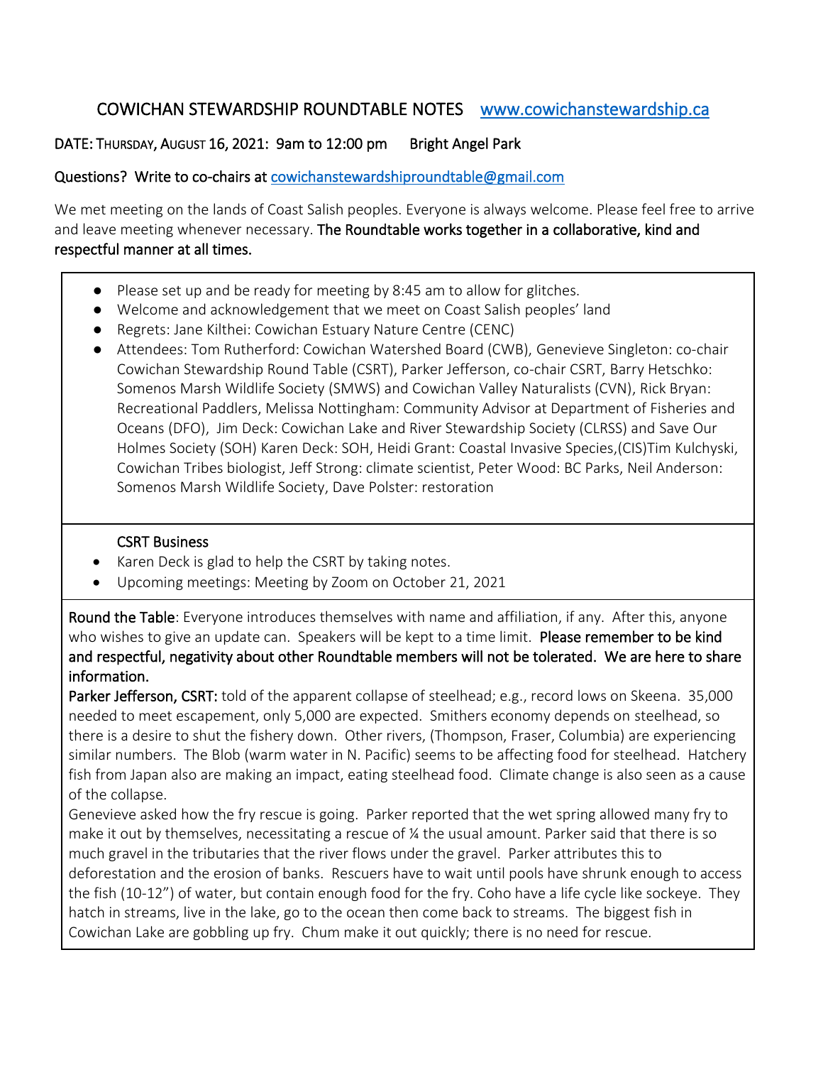# COWICHAN STEWARDSHIP ROUNDTABLE NOTES [www.cowichanstewardship.ca](www.cowichanstewardship.ca)

DATE: THURSDAY, AUGUST 16, 2021: 9am to 12:00 pm Bright Angel Park

Questions? Write to co-chairs at cowichanstewardshiproundtable@gmail.com

We met meeting on the lands of Coast Salish peoples. Everyone is always welcome. Please feel free to arrive and leave meeting whenever necessary. **The Roundtable works together in a collaborative, kind and respectful manner at all times.**

- Please set up and be ready for meeting by 8:45 am to allow for glitches.
- Welcome and acknowledgement that we meet on Coast Salish peoples' land
- Regrets: Jane Kilthei: Cowichan Estuary Nature Centre (CENC)
- Attendees: Tom Rutherford: Cowichan Watershed Board (CWB), Genevieve Singleton: co-chair Cowichan Stewardship Round Table (CSRT), Parker Jefferson, co-chair CSRT, Barry Hetschko: Somenos Marsh Wildlife Society (SMWS) and Cowichan Valley Naturalists (CVN), Rick Bryan: Recreational Paddlers, Melissa Nottingham: Community Advisor at Department of Fisheries and Oceans (DFO), Jim Deck: Cowichan Lake and River Stewardship Society (CLRSS) and Save Our Holmes Society (SOH) Karen Deck: SOH, Heidi Grant: Coastal Invasive Species,(CIS)Tim Kulchyski, Cowichan Tribes biologist, Jeff Strong: climate scientist, Peter Wood: BC Parks, Neil Anderson: Somenos Marsh Wildlife Society, Dave Polster: restoration

**CSRT Business**

- Karen Deck is glad to help the CSRT by taking notes.
- Upcoming meetings: Meeting by Zoom on October 21, 2021

**Round the Table**: Everyone introduces themselves with name and affiliation, if any. After this, anyone who wishes to give an update can. Speakers will be kept to a time limit. **Please remember to be kind and respectful, negativity about other Roundtable members will not be tolerated. We are here to share information.**

**Parker Jefferson, CSRT:** told of the apparent collapse of steelhead; e.g., record lows on Skeena. 35,000 needed to meet escapement, only 5,000 are expected. Smithers economy depends on steelhead, so there is a desire to shut the fishery down. Other rivers, (Thompson, Fraser, Columbia) are experiencing similar numbers. The Blob (warm water in N. Pacific) seems to be affecting food for steelhead. Hatchery fish from Japan also are making an impact, eating steelhead food. Climate change is also seen as a cause of the collapse.

Genevieve asked how the fry rescue is going. Parker reported that the wet spring allowed many fry to make it out by themselves, necessitating a rescue of ¼ the usual amount. Parker said that there is so much gravel in the tributaries that the river flows under the gravel. Parker attributes this to deforestation and the erosion of banks. Rescuers have to wait until pools have shrunk enough to access the fish (10-12") of water, but contain enough food for the fry. Coho have a life cycle like sockeye. They hatch in streams, live in the lake, go to the ocean then come back to streams. The biggest fish in Cowichan Lake are gobbling up fry. Chum make it out quickly; there is no need for rescue.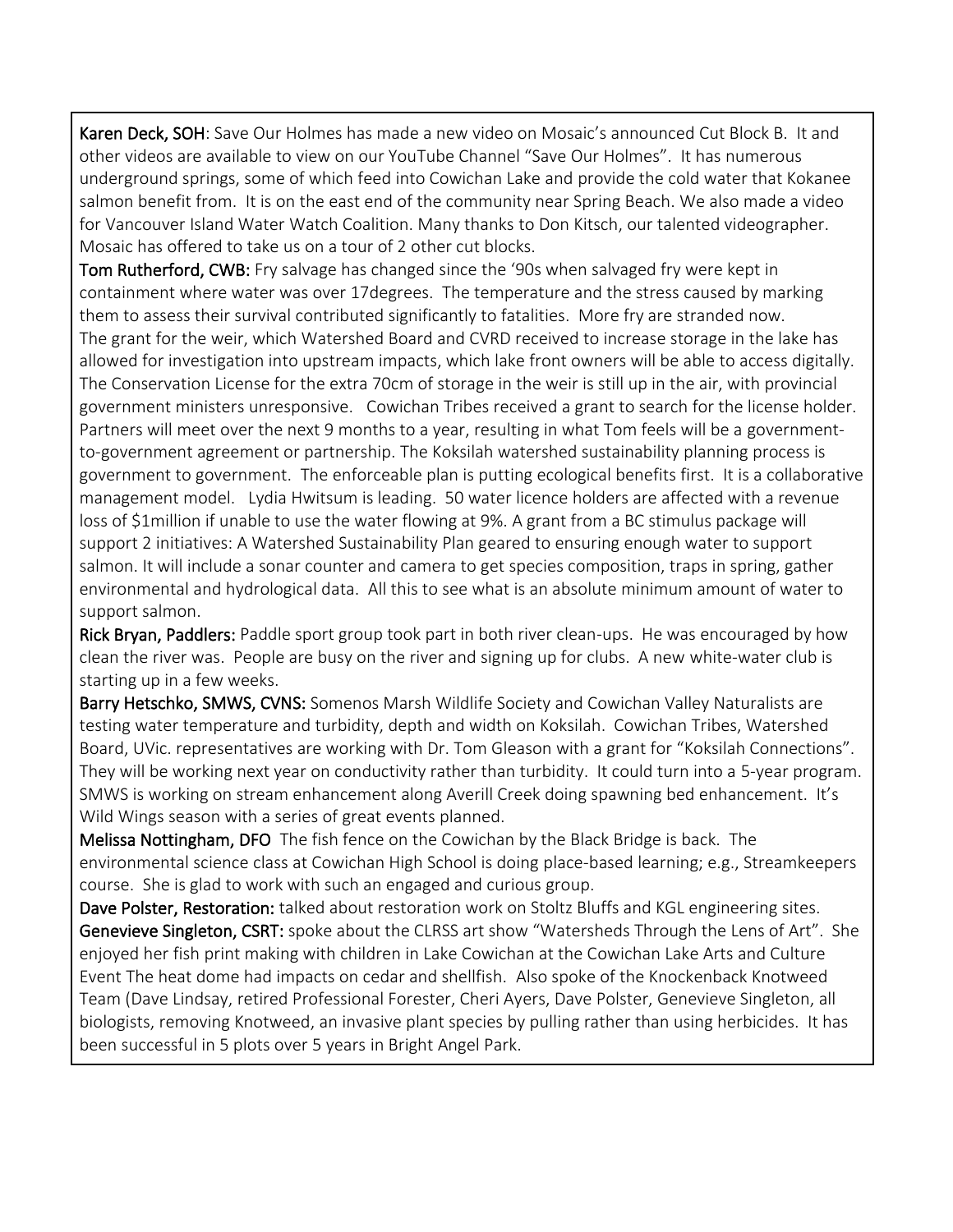**Karen Deck, SOH**: Save Our Holmes has made a new video on Mosaic's announced Cut Block B. It and other videos are available to view on our YouTube Channel "Save Our Holmes". It has numerous underground springs, some of which feed into Cowichan Lake and provide the cold water that Kokanee salmon benefit from. It is on the east end of the community near Spring Beach. We also made a video for Vancouver Island Water Watch Coalition. Many thanks to Don Kitsch, our talented videographer. Mosaic has offered to take us on a tour of 2 other cut blocks.

**Tom Rutherford, CWB:** Fry salvage has changed since the '90s when salvaged fry were kept in containment where water was over 17degrees. The temperature and the stress caused by marking them to assess their survival contributed significantly to fatalities. More fry are stranded now. The grant for the weir, which Watershed Board and CVRD received to increase storage in the lake has allowed for investigation into upstream impacts, which lake front owners will be able to access digitally. The Conservation License for the extra 70cm of storage in the weir is still up in the air, with provincial government ministers unresponsive. Cowichan Tribes received a grant to search for the license holder. Partners will meet over the next 9 months to a year, resulting in what Tom feels will be a government-to-government agreement or partnership. The Koksilah watershed sustainability planning process is government to government. The enforceable plan is putting ecological benefits first. It is a collaborative management model. Lydia Hwitsum is leading. 50 water licence holders are affected with a revenue loss of $1million if unable to use the water flowing at 9%. A grant from a BC stimulus package will support 2 initiatives: A Watershed Sustainability Plan geared to ensuring enough water to support salmon. It will include a sonar counter and camera to get species composition, traps in spring, gather environmental and hydrological data. All this to see what is an absolute minimum amount of water to support salmon.

**Rick Bryan, Paddlers:** Paddle sport group took part in both river clean-ups. He was encouraged by how clean the river was. People are busy on the river and signing up for clubs. A new white-water club is starting up in a few weeks.

**Barry Hetschko, SMWS, CVNS:** Somenos Marsh Wildlife Society and Cowichan Valley Naturalists are testing water temperature and turbidity, depth and width on Koksilah. Cowichan Tribes, Watershed Board, UVic. representatives are working with Dr. Tom Gleason with a grant for "Koksilah Connections". They will be working next year on conductivity rather than turbidity. It could turn into a 5-year program. SMWS is working on stream enhancement along Averill Creek doing spawning bed enhancement. It's Wild Wings season with a series of great events planned.

**Melissa Nottingham, DFO** The fish fence on the Cowichan by the Black Bridge is back. The environmental science class at Cowichan High School is doing place-based learning; e.g., Streamkeepers course. She is glad to work with such an engaged and curious group.

**Dave Polster, Restoration:** talked about restoration work on Stoltz Bluffs and KGL engineering sites.

**Genevieve Singleton, CSRT:** spoke about the CLRSS art show "Watersheds Through the Lens of Art". She enjoyed her fish print making with children in Lake Cowichan at the Cowichan Lake Arts and Culture Event The heat dome had impacts on cedar and shellfish. Also spoke of the Knockenback Knotweed Team (Dave Lindsay, retired Professional Forester, Cheri Ayers, Dave Polster, Genevieve Singleton, all biologists, removing Knotweed, an invasive plant species by pulling rather than using herbicides. It has been successful in 5 plots over 5 years in Bright Angel Park.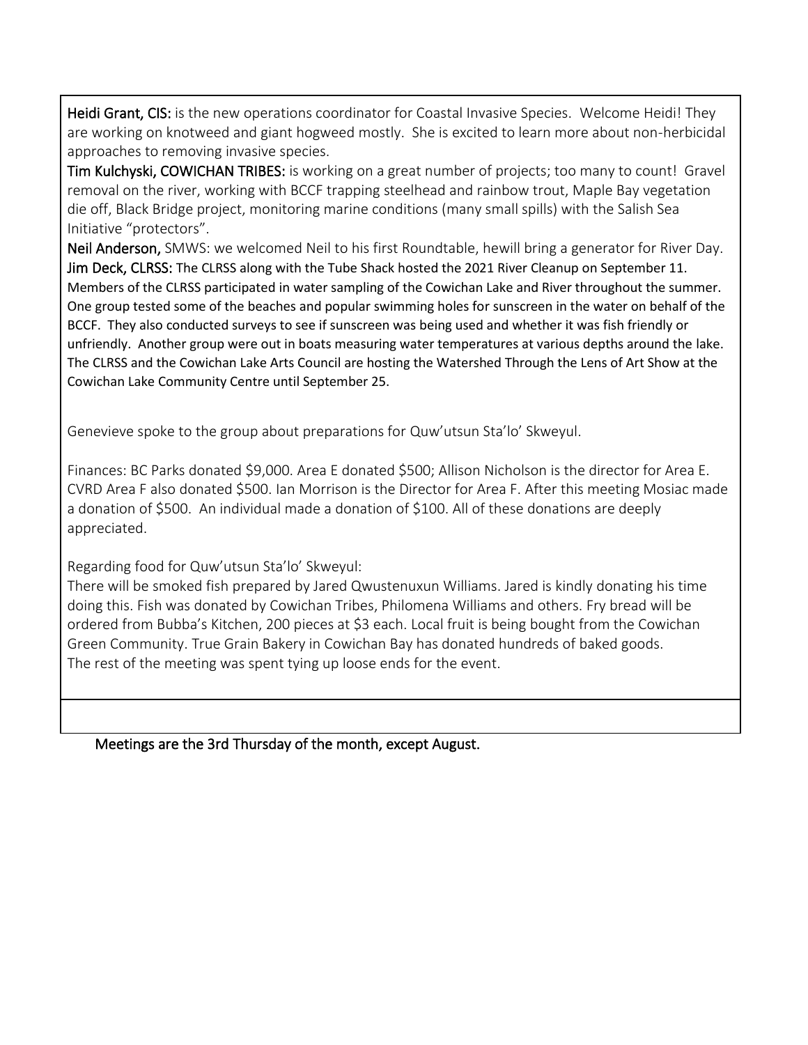**Heidi Grant, CIS:** is the new operations coordinator for Coastal Invasive Species. Welcome Heidi! They are working on knotweed and giant hogweed mostly. She is excited to learn more about non-herbicidal approaches to removing invasive species.

**Tim Kulchyski, COWICHAN TRIBES:** is working on a great number of projects; too many to count! Gravel removal on the river, working with BCCF trapping steelhead and rainbow trout, Maple Bay vegetation die off, Black Bridge project, monitoring marine conditions (many small spills) with the Salish Sea Initiative "protectors".

**Neil Anderson,** SMWS: we welcomed Neil to his first Roundtable, hewill bring a generator for River Day.

**Jim Deck, CLRSS:** The CLRSS along with the Tube Shack hosted the 2021 River Cleanup on September 11. Members of the CLRSS participated in water sampling of the Cowichan Lake and River throughout the summer. One group tested some of the beaches and popular swimming holes for sunscreen in the water on behalf of the BCCF. They also conducted surveys to see if sunscreen was being used and whether it was fish friendly or unfriendly. Another group were out in boats measuring water temperatures at various depths around the lake. The CLRSS and the Cowichan Lake Arts Council are hosting the Watershed Through the Lens of Art Show at the Cowichan Lake Community Centre until September 25.

Genevieve spoke to the group about preparations for Quw'utsun Sta'lo' Skweyul.

Finances: BC Parks donated $9,000. Area E donated $500; Allison Nicholson is the director for Area E. CVRD Area F also donated $500. Ian Morrison is the Director for Area F. After this meeting Mosiac made a donation of $500. An individual made a donation of $100. All of these donations are deeply appreciated.

Regarding food for Quw'utsun Sta'lo' Skweyul:
There will be smoked fish prepared by Jared Qwustenuxun Williams. Jared is kindly donating his time doing this. Fish was donated by Cowichan Tribes, Philomena Williams and others. Fry bread will be ordered from Bubba's Kitchen, 200 pieces at $3 each. Local fruit is being bought from the Cowichan Green Community. True Grain Bakery in Cowichan Bay has donated hundreds of baked goods.
The rest of the meeting was spent tying up loose ends for the event.

Meetings are the 3rd Thursday of the month, except August.